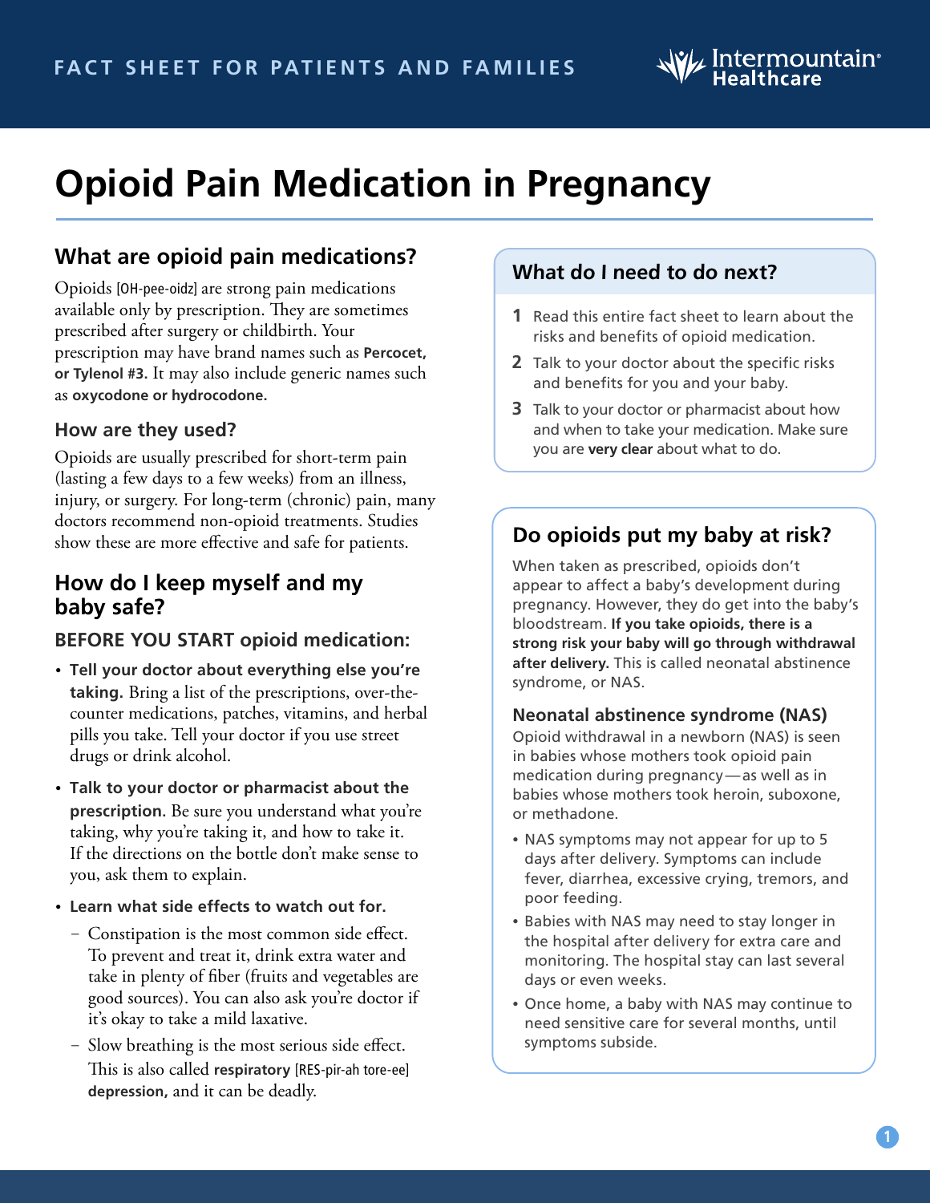FACT SHEET FOR PATIENTS AND FAMILIES

# Opioid Pain Medication in Pregnancy

## What are opioid pain medications?

Opioids [OH-pee-oidz] are strong pain medications available only by prescription. They are sometimes prescribed after surgery or childbirth. Your prescription may have brand names such as **Percocet, or Tylenol #3.** It may also include generic names such as **oxycodone or hydrocodone.**

### How are they used?

Opioids are usually prescribed for short-term pain (lasting a few days to a few weeks) from an illness, injury, or surgery. For long-term (chronic) pain, many doctors recommend non-opioid treatments. Studies show these are more effective and safe for patients.

## How do I keep myself and my baby safe?

### BEFORE YOU START opioid medication:

- **Tell your doctor about everything else you're taking.** Bring a list of the prescriptions, over-the-counter medications, patches, vitamins, and herbal pills you take. Tell your doctor if you use street drugs or drink alcohol.
- **Talk to your doctor or pharmacist about the prescription.** Be sure you understand what you're taking, why you're taking it, and how to take it. If the directions on the bottle don't make sense to you, ask them to explain.
- **Learn what side effects to watch out for.**
  - Constipation is the most common side effect. To prevent and treat it, drink extra water and take in plenty of fiber (fruits and vegetables are good sources). You can also ask you're doctor if it's okay to take a mild laxative.
  - Slow breathing is the most serious side effect. This is also called **respiratory** [RES-pir-ah tore-ee] **depression,** and it can be deadly.

## What do I need to do next?

1. Read this entire fact sheet to learn about the risks and benefits of opioid medication.
2. Talk to your doctor about the specific risks and benefits for you and your baby.
3. Talk to your doctor or pharmacist about how and when to take your medication. Make sure you are **very clear** about what to do.

## Do opioids put my baby at risk?

When taken as prescribed, opioids don't appear to affect a baby's development during pregnancy. However, they do get into the baby's bloodstream. **If you take opioids, there is a strong risk your baby will go through withdrawal after delivery.** This is called neonatal abstinence syndrome, or NAS.

### Neonatal abstinence syndrome (NAS)

Opioid withdrawal in a newborn (NAS) is seen in babies whose mothers took opioid pain medication during pregnancy—as well as in babies whose mothers took heroin, suboxone, or methadone.

- NAS symptoms may not appear for up to 5 days after delivery. Symptoms can include fever, diarrhea, excessive crying, tremors, and poor feeding.
- Babies with NAS may need to stay longer in the hospital after delivery for extra care and monitoring. The hospital stay can last several days or even weeks.
- Once home, a baby with NAS may continue to need sensitive care for several months, until symptoms subside.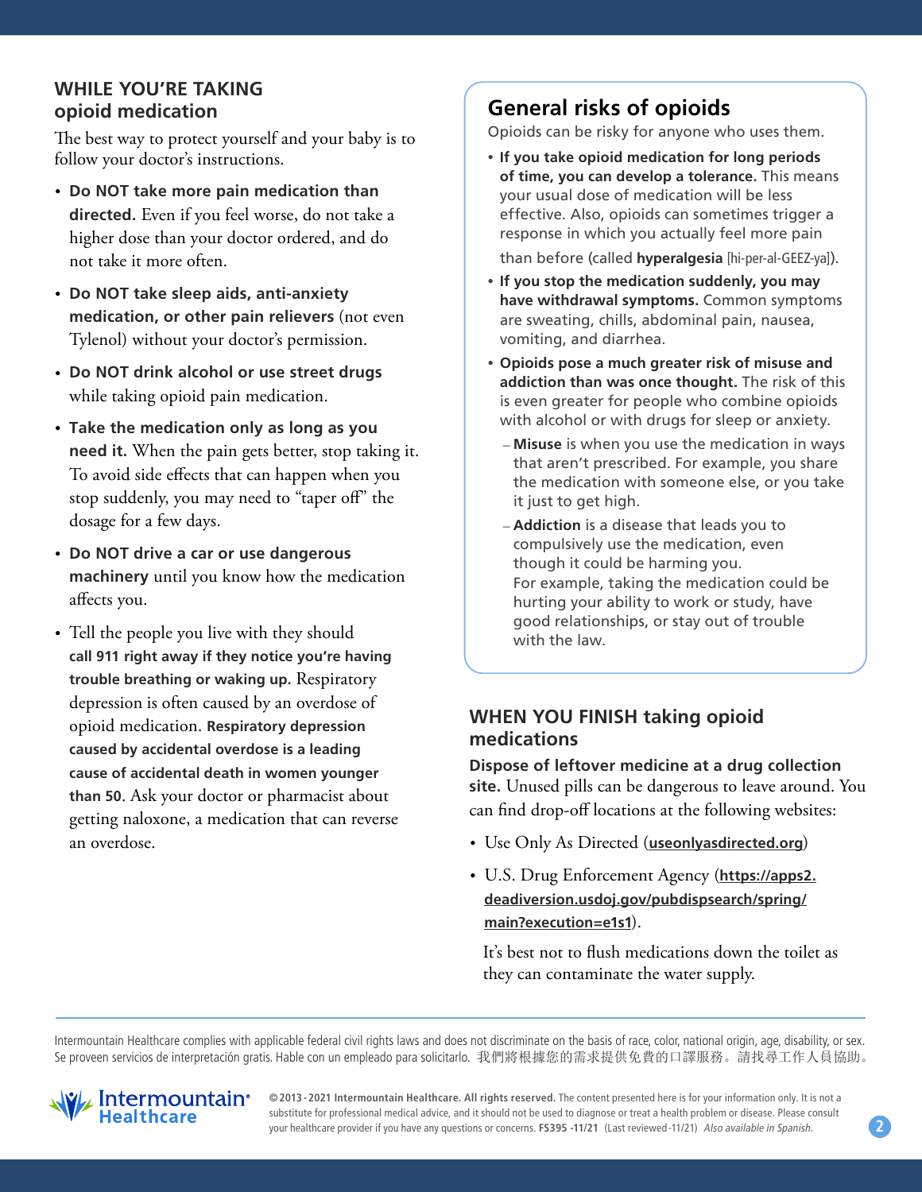## WHILE YOU'RE TAKING opioid medication

The best way to protect yourself and your baby is to follow your doctor's instructions.

- **Do NOT take more pain medication than directed.** Even if you feel worse, do not take a higher dose than your doctor ordered, and do not take it more often.
- **Do NOT take sleep aids, anti-anxiety medication, or other pain relievers** (not even Tylenol) without your doctor's permission.
- **Do NOT drink alcohol or use street drugs** while taking opioid pain medication.
- **Take the medication only as long as you need it.** When the pain gets better, stop taking it. To avoid side effects that can happen when you stop suddenly, you may need to "taper off" the dosage for a few days.
- **Do NOT drive a car or use dangerous machinery** until you know how the medication affects you.
- Tell the people you live with they should **call 911 right away if they notice you're having trouble breathing or waking up.** Respiratory depression is often caused by an overdose of opioid medication. **Respiratory depression caused by accidental overdose is a leading cause of accidental death in women younger than 50.** Ask your doctor or pharmacist about getting naloxone, a medication that can reverse an overdose.

## General risks of opioids

Opioids can be risky for anyone who uses them.

- **If you take opioid medication for long periods of time, you can develop a tolerance.** This means your usual dose of medication will be less effective. Also, opioids can sometimes trigger a response in which you actually feel more pain than before (called **hyperalgesia** [hi-per-al-GEEZ-ya]).
- **If you stop the medication suddenly, you may have withdrawal symptoms.** Common symptoms are sweating, chills, abdominal pain, nausea, vomiting, and diarrhea.
- **Opioids pose a much greater risk of misuse and addiction than was once thought.** The risk of this is even greater for people who combine opioids with alcohol or with drugs for sleep or anxiety.
  - **Misuse** is when you use the medication in ways that aren't prescribed. For example, you share the medication with someone else, or you take it just to get high.
  - **Addiction** is a disease that leads you to compulsively use the medication, even though it could be harming you. For example, taking the medication could be hurting your ability to work or study, have good relationships, or stay out of trouble with the law.

## WHEN YOU FINISH taking opioid medications

**Dispose of leftover medicine at a drug collection site.** Unused pills can be dangerous to leave around. You can find drop-off locations at the following websites:

- Use Only As Directed (**useonlyasdirected.org**)
- U.S. Drug Enforcement Agency (**https://apps2.deadiversion.usdoj.gov/pubdispsearch/spring/main?execution=e1s1**).

It's best not to flush medications down the toilet as they can contaminate the water supply.

---

Intermountain Healthcare complies with applicable federal civil rights laws and does not discriminate on the basis of race, color, national origin, age, disability, or sex. Se proveen servicios de interpretación gratis. Hable con un empleado para solicitarlo. 我們將根據您的需求提供免費的口譯服務。請找尋工作人員協助。

Intermountain Healthcare

**© 2013-2021 Intermountain Healthcare. All rights reserved.** The content presented here is for your information only. It is not a substitute for professional medical advice, and it should not be used to diagnose or treat a health problem or disease. Please consult your healthcare provider if you have any questions or concerns. **FS395 - 11/21** (Last reviewed - 11/21) *Also available in Spanish.*